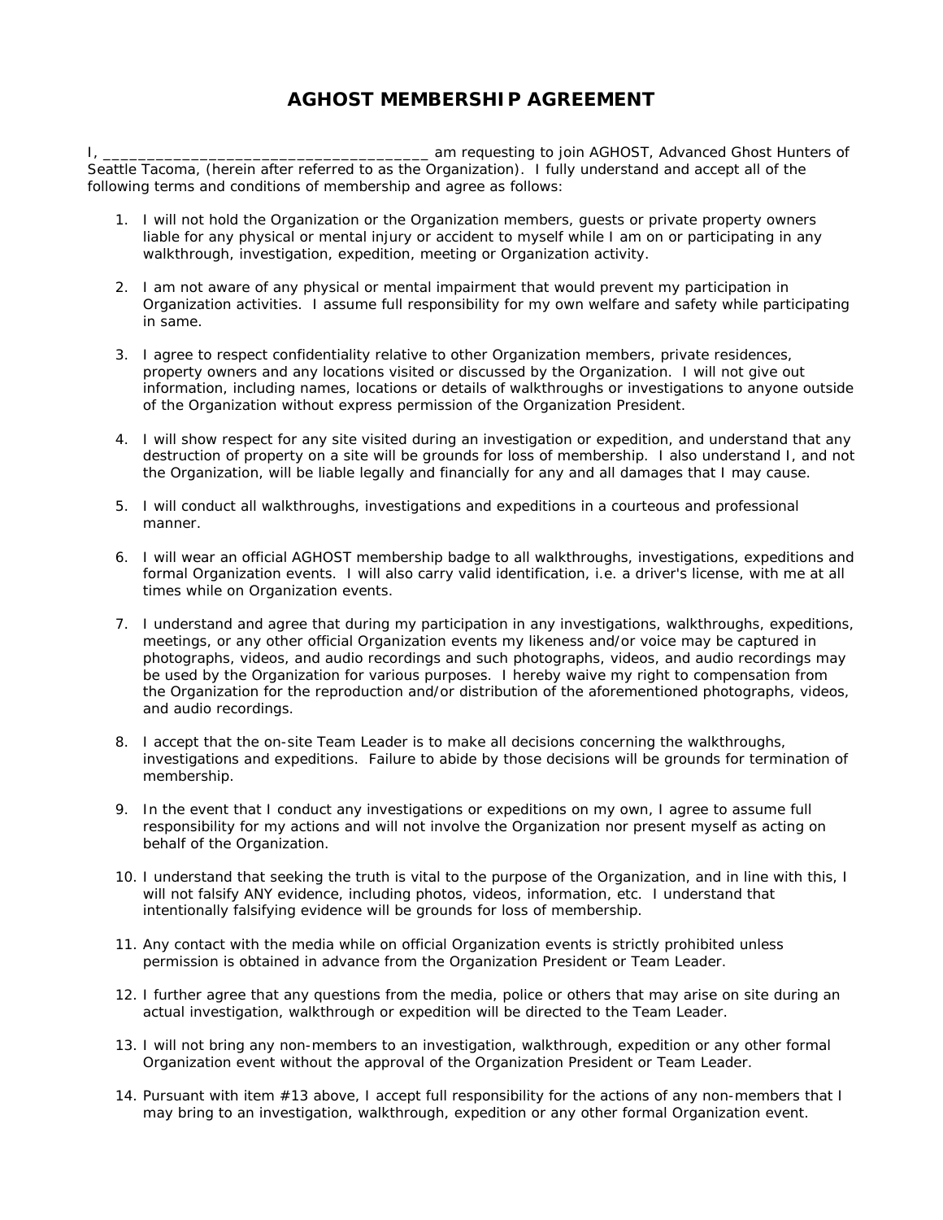# AGHOST MEMBERSHIP AGREEMENT

I, _____________________________________ am requesting to join AGHOST, Advanced Ghost Hunters of Seattle Tacoma, (herein after referred to as the Organization). I fully understand and accept all of the following terms and conditions of membership and agree as follows:

1. I will not hold the Organization or the Organization members, guests or private property owners liable for any physical or mental injury or accident to myself while I am on or participating in any walkthrough, investigation, expedition, meeting or Organization activity.

2. I am not aware of any physical or mental impairment that would prevent my participation in Organization activities. I assume full responsibility for my own welfare and safety while participating in same.

3. I agree to respect confidentiality relative to other Organization members, private residences, property owners and any locations visited or discussed by the Organization. I will not give out information, including names, locations or details of walkthroughs or investigations to anyone outside of the Organization without express permission of the Organization President.

4. I will show respect for any site visited during an investigation or expedition, and understand that any destruction of property on a site will be grounds for loss of membership. I also understand I, and not the Organization, will be liable legally and financially for any and all damages that I may cause.

5. I will conduct all walkthroughs, investigations and expeditions in a courteous and professional manner.

6. I will wear an official AGHOST membership badge to all walkthroughs, investigations, expeditions and formal Organization events. I will also carry valid identification, i.e. a driver's license, with me at all times while on Organization events.

7. I understand and agree that during my participation in any investigations, walkthroughs, expeditions, meetings, or any other official Organization events my likeness and/or voice may be captured in photographs, videos, and audio recordings and such photographs, videos, and audio recordings may be used by the Organization for various purposes. I hereby waive my right to compensation from the Organization for the reproduction and/or distribution of the aforementioned photographs, videos, and audio recordings.

8. I accept that the on-site Team Leader is to make all decisions concerning the walkthroughs, investigations and expeditions. Failure to abide by those decisions will be grounds for termination of membership.

9. In the event that I conduct any investigations or expeditions on my own, I agree to assume full responsibility for my actions and will not involve the Organization nor present myself as acting on behalf of the Organization.

10. I understand that seeking the truth is vital to the purpose of the Organization, and in line with this, I will not falsify ANY evidence, including photos, videos, information, etc. I understand that intentionally falsifying evidence will be grounds for loss of membership.

11. Any contact with the media while on official Organization events is strictly prohibited unless permission is obtained in advance from the Organization President or Team Leader.

12. I further agree that any questions from the media, police or others that may arise on site during an actual investigation, walkthrough or expedition will be directed to the Team Leader.

13. I will not bring any non-members to an investigation, walkthrough, expedition or any other formal Organization event without the approval of the Organization President or Team Leader.

14. Pursuant with item #13 above, I accept full responsibility for the actions of any non-members that I may bring to an investigation, walkthrough, expedition or any other formal Organization event.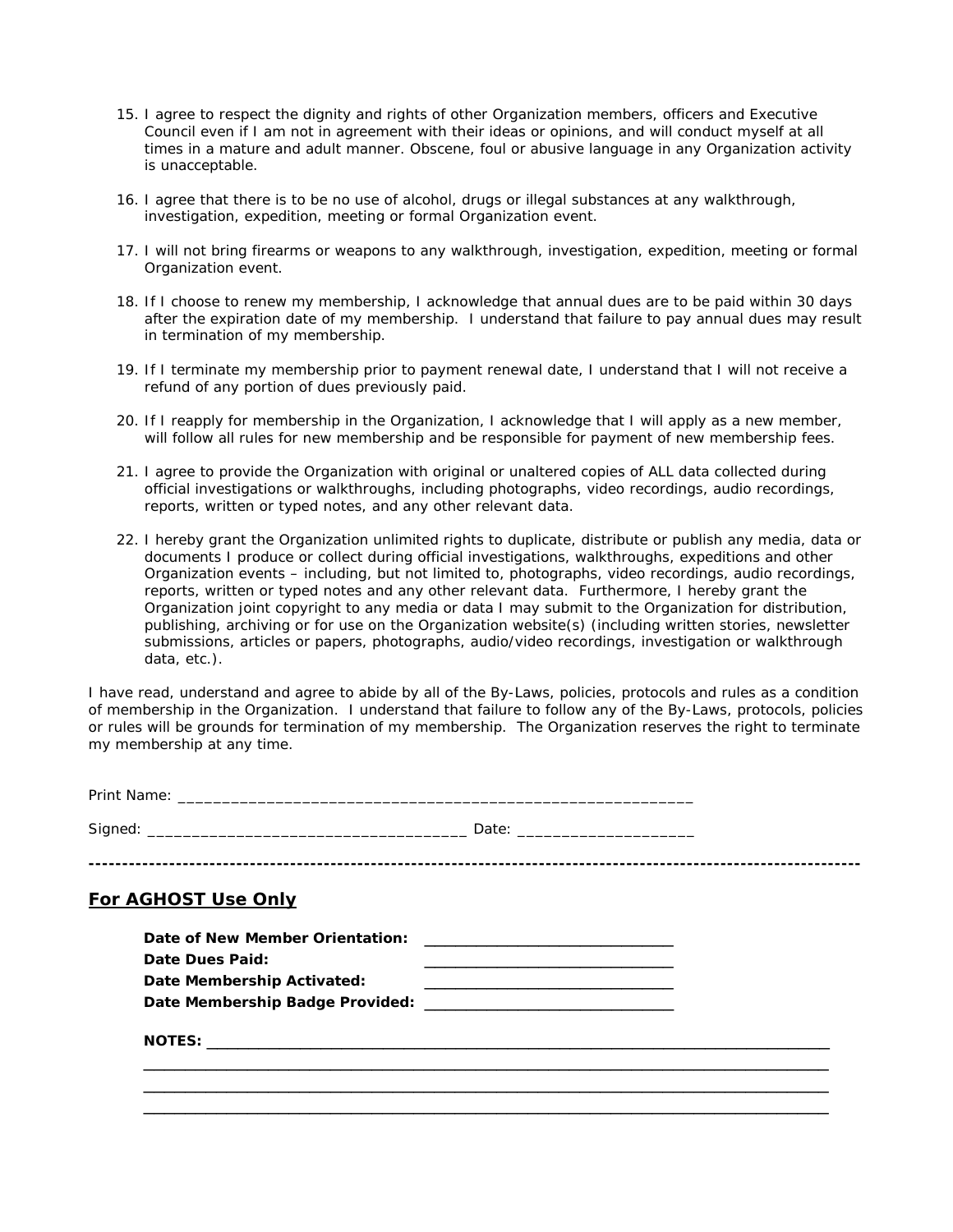15. I agree to respect the dignity and rights of other Organization members, officers and Executive Council even if I am not in agreement with their ideas or opinions, and will conduct myself at all times in a mature and adult manner. Obscene, foul or abusive language in any Organization activity is unacceptable.

16. I agree that there is to be no use of alcohol, drugs or illegal substances at any walkthrough, investigation, expedition, meeting or formal Organization event.

17. I will not bring firearms or weapons to any walkthrough, investigation, expedition, meeting or formal Organization event.

18. If I choose to renew my membership, I acknowledge that annual dues are to be paid within 30 days after the expiration date of my membership. I understand that failure to pay annual dues may result in termination of my membership.

19. If I terminate my membership prior to payment renewal date, I understand that I will not receive a refund of any portion of dues previously paid.

20. If I reapply for membership in the Organization, I acknowledge that I will apply as a new member, will follow all rules for new membership and be responsible for payment of new membership fees.

21. I agree to provide the Organization with original or unaltered copies of ALL data collected during official investigations or walkthroughs, including photographs, video recordings, audio recordings, reports, written or typed notes, and any other relevant data.

22. I hereby grant the Organization unlimited rights to duplicate, distribute or publish any media, data or documents I produce or collect during official investigations, walkthroughs, expeditions and other Organization events – including, but not limited to, photographs, video recordings, audio recordings, reports, written or typed notes and any other relevant data. Furthermore, I hereby grant the Organization joint copyright to any media or data I may submit to the Organization for distribution, publishing, archiving or for use on the Organization website(s) (including written stories, newsletter submissions, articles or papers, photographs, audio/video recordings, investigation or walkthrough data, etc.).

I have read, understand and agree to abide by all of the By-Laws, policies, protocols and rules as a condition of membership in the Organization. I understand that failure to follow any of the By-Laws, protocols, policies or rules will be grounds for termination of my membership. The Organization reserves the right to terminate my membership at any time.

Print Name: ____________________________________________________________

Signed: ____________________________________ Date: ____________________

---

## For AGHOST Use Only

**Date of New Member Orientation:** ______________________________

**Date Dues Paid:** ______________________________

**Date Membership Activated:** ______________________________

**Date Membership Badge Provided:** ______________________________

**NOTES:** ______________________________________________________________________________

______________________________________________________________________________

______________________________________________________________________________

______________________________________________________________________________